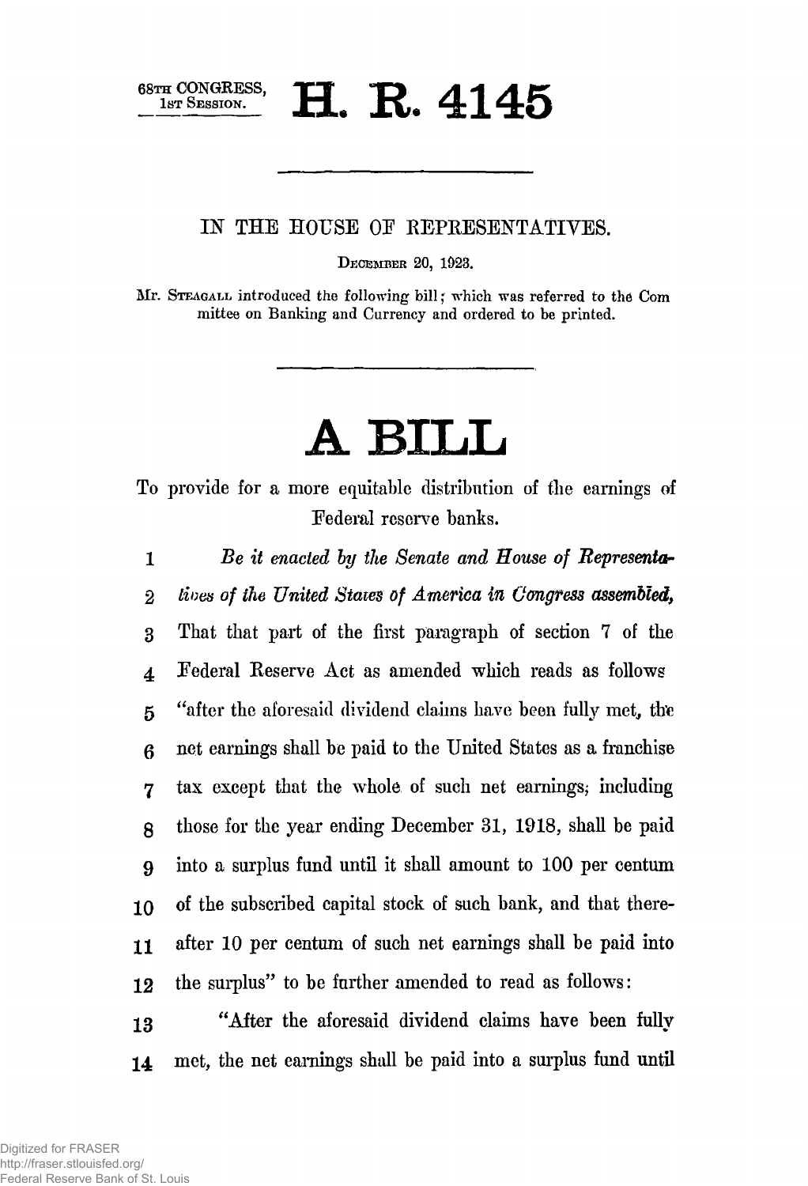68TH CONGRESS,
1ST SESSION.

# H. R. 4145

IN THE HOUSE OF REPRESENTATIVES.

DECEMBER 20, 1923.

Mr. STEAGALL introduced the following bill; which was referred to the Committee on Banking and Currency and ordered to be printed.

# A BILL

To provide for a more equitable distribution of the earnings of Federal reserve banks.

1 *Be it enacted by the Senate and House of Representa-*
2 *tives of the United States of America in Congress assembled,*
3 That that part of the first paragraph of section 7 of the
4 Federal Reserve Act as amended which reads as follows
5 "after the aforesaid dividend claims have been fully met, the
6 net earnings shall be paid to the United States as a franchise
7 tax except that the whole of such net earnings, including
8 those for the year ending December 31, 1918, shall be paid
9 into a surplus fund until it shall amount to 100 per centum
10 of the subscribed capital stock of such bank, and that there-
11 after 10 per centum of such net earnings shall be paid into
12 the surplus" to be further amended to read as follows:
13 "After the aforesaid dividend claims have been fully
14 met, the net earnings shall be paid into a surplus fund until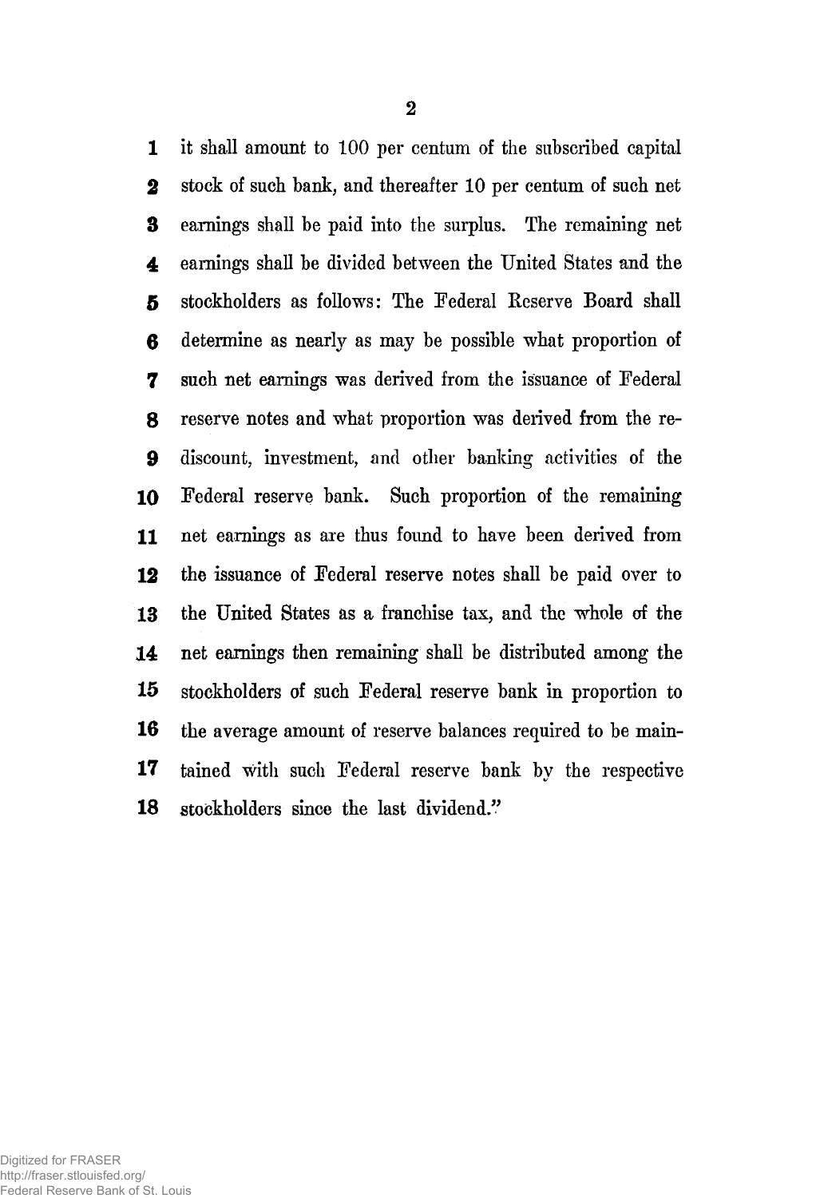it shall amount to 100 per centum of the subscribed capital stock of such bank, and thereafter 10 per centum of such net earnings shall be paid into the surplus. The remaining net earnings shall be divided between the United States and the stockholders as follows: The Federal Reserve Board shall determine as nearly as may be possible what proportion of such net earnings was derived from the issuance of Federal reserve notes and what proportion was derived from the rediscount, investment, and other banking activities of the Federal reserve bank. Such proportion of the remaining net earnings as are thus found to have been derived from the issuance of Federal reserve notes shall be paid over to the United States as a franchise tax, and the whole of the net earnings then remaining shall be distributed among the stockholders of such Federal reserve bank in proportion to the average amount of reserve balances required to be maintained with such Federal reserve bank by the respective stockholders since the last dividend."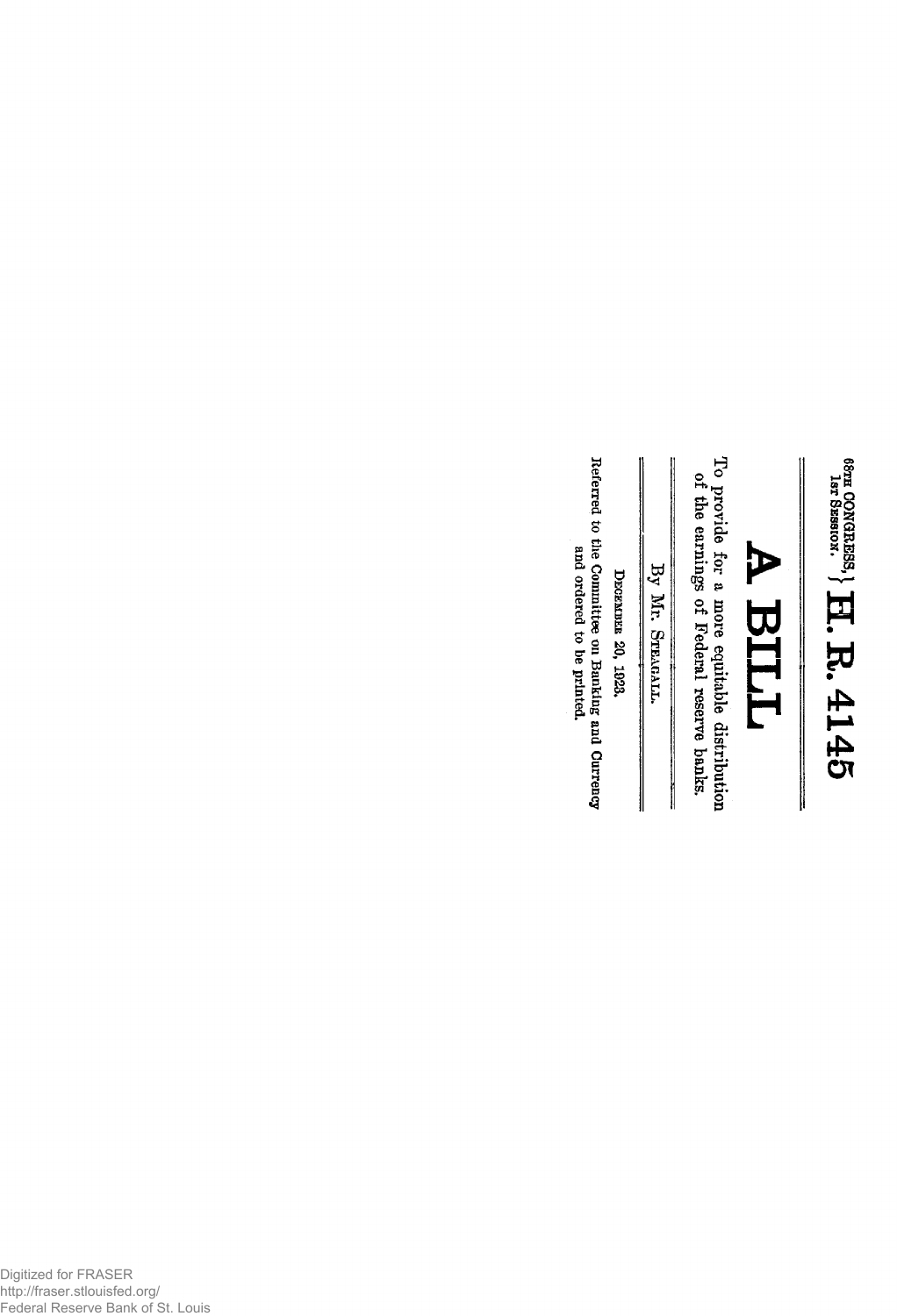68TH CONGRESS, 1ST SESSION. } H. R. 4145

---

# A BILL

To provide for a more equitable distribution of the earnings of Federal reserve banks.

---

By Mr. STEAGALL.

---

DECEMBER 20, 1923.

Referred to the Committee on Banking and Currency and ordered to be printed.